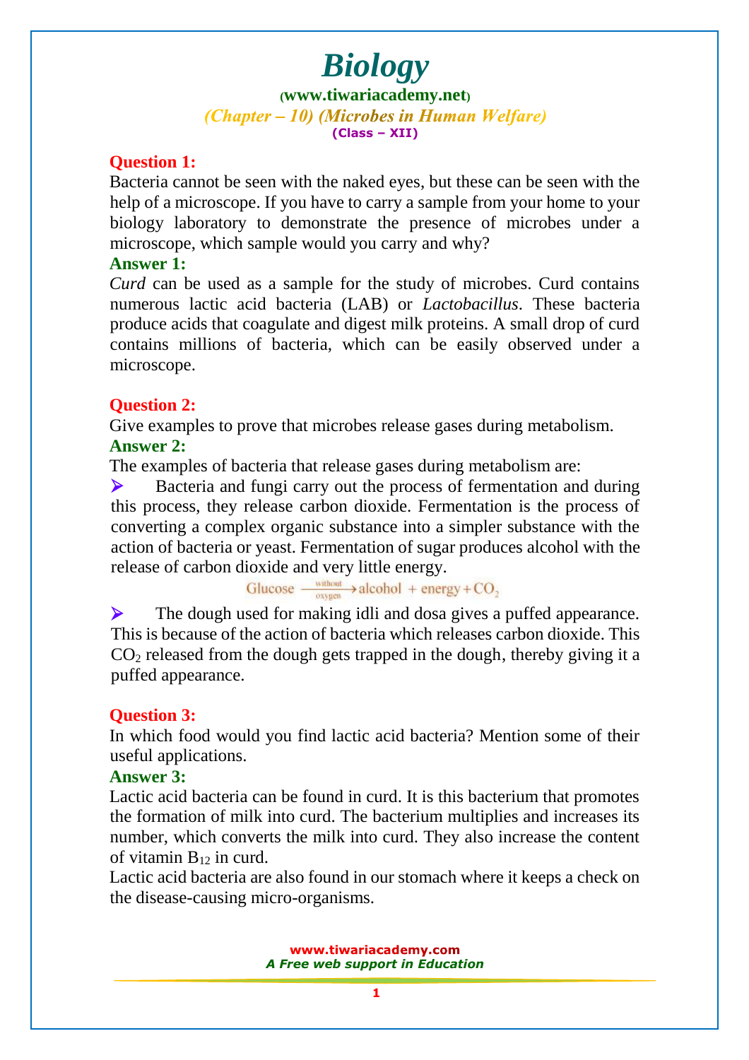# Biology

**(www.tiwariacademy.net)**

*(Chapter – 10) (Microbes in Human Welfare)*

**(Class – XII)**

**Question 1:**

Bacteria cannot be seen with the naked eyes, but these can be seen with the help of a microscope. If you have to carry a sample from your home to your biology laboratory to demonstrate the presence of microbes under a microscope, which sample would you carry and why?

**Answer 1:**

*Curd* can be used as a sample for the study of microbes. Curd contains numerous lactic acid bacteria (LAB) or *Lactobacillus*. These bacteria produce acids that coagulate and digest milk proteins. A small drop of curd contains millions of bacteria, which can be easily observed under a microscope.

**Question 2:**

Give examples to prove that microbes release gases during metabolism.

**Answer 2:**

The examples of bacteria that release gases during metabolism are:

- Bacteria and fungi carry out the process of fermentation and during this process, they release carbon dioxide. Fermentation is the process of converting a complex organic substance into a simpler substance with the action of bacteria or yeast. Fermentation of sugar produces alcohol with the release of carbon dioxide and very little energy.

$$\text{Glucose} \xrightarrow[\text{oxygen}]{\text{without}} \text{alcohol} + \text{energy} + CO_2$$

- The dough used for making idli and dosa gives a puffed appearance. This is because of the action of bacteria which releases carbon dioxide. This $CO_2$ released from the dough gets trapped in the dough, thereby giving it a puffed appearance.

**Question 3:**

In which food would you find lactic acid bacteria? Mention some of their useful applications.

**Answer 3:**

Lactic acid bacteria can be found in curd. It is this bacterium that promotes the formation of milk into curd. The bacterium multiplies and increases its number, which converts the milk into curd. They also increase the content of vitamin $B_{12}$ in curd.

Lactic acid bacteria are also found in our stomach where it keeps a check on the disease-causing micro-organisms.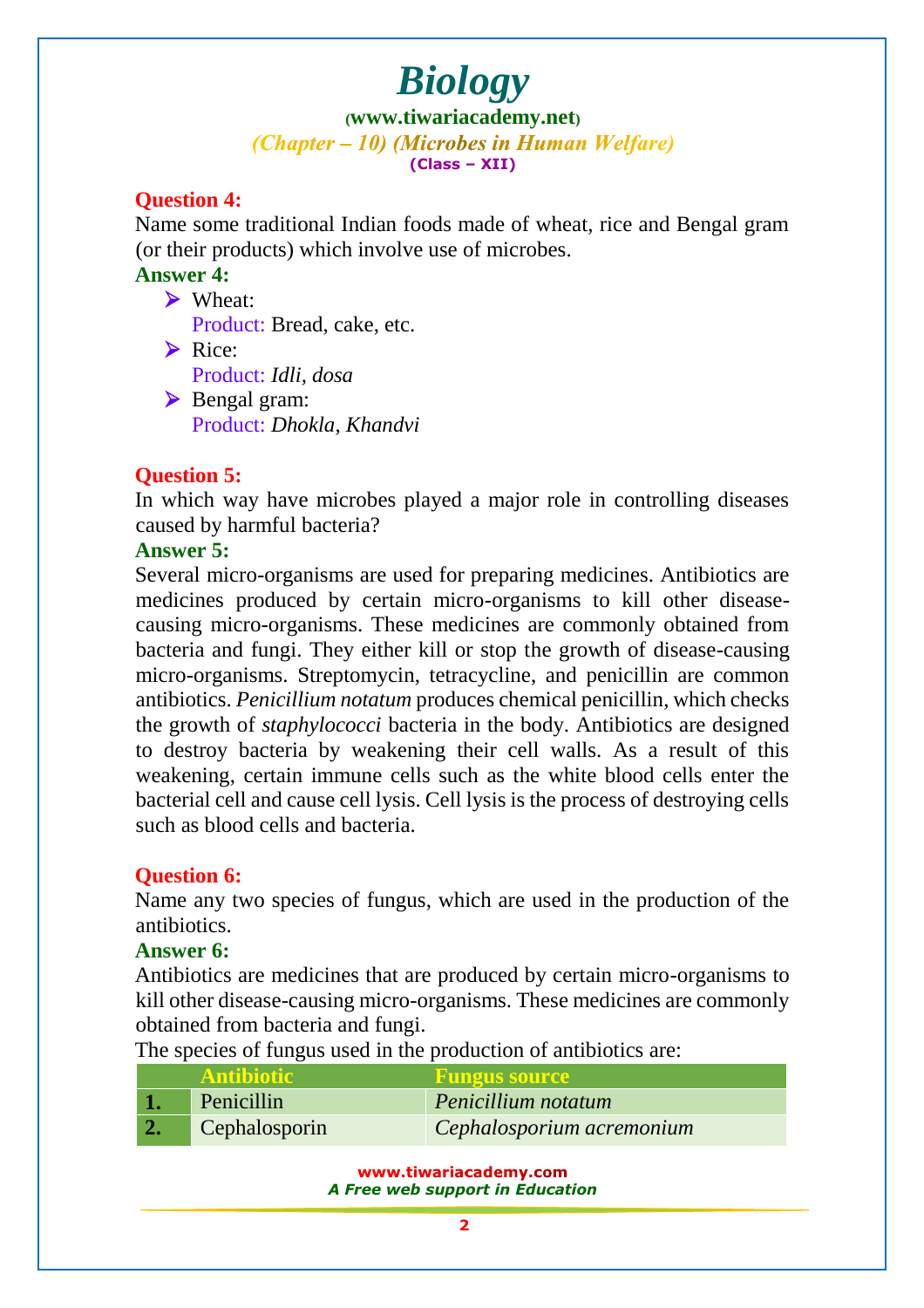**Question 4:**

Name some traditional Indian foods made of wheat, rice and Bengal gram (or their products) which involve use of microbes.

**Answer 4:**

- Wheat:
  Product: Bread, cake, etc.
- Rice:
  Product: *Idli, dosa*
- Bengal gram:
  Product: *Dhokla, Khandvi*

**Question 5:**

In which way have microbes played a major role in controlling diseases caused by harmful bacteria?

**Answer 5:**

Several micro-organisms are used for preparing medicines. Antibiotics are medicines produced by certain micro-organisms to kill other disease-causing micro-organisms. These medicines are commonly obtained from bacteria and fungi. They either kill or stop the growth of disease-causing micro-organisms. Streptomycin, tetracycline, and penicillin are common antibiotics. *Penicillium notatum* produces chemical penicillin, which checks the growth of *staphylococci* bacteria in the body. Antibiotics are designed to destroy bacteria by weakening their cell walls. As a result of this weakening, certain immune cells such as the white blood cells enter the bacterial cell and cause cell lysis. Cell lysis is the process of destroying cells such as blood cells and bacteria.

**Question 6:**

Name any two species of fungus, which are used in the production of the antibiotics.

**Answer 6:**

Antibiotics are medicines that are produced by certain micro-organisms to kill other disease-causing micro-organisms. These medicines are commonly obtained from bacteria and fungi.

The species of fungus used in the production of antibiotics are:

| | Antibiotic | Fungus source |
|---|---|---|
| **1.** | Penicillin | *Penicillium notatum* |
| **2.** | Cephalosporin | *Cephalosporium acremonium* |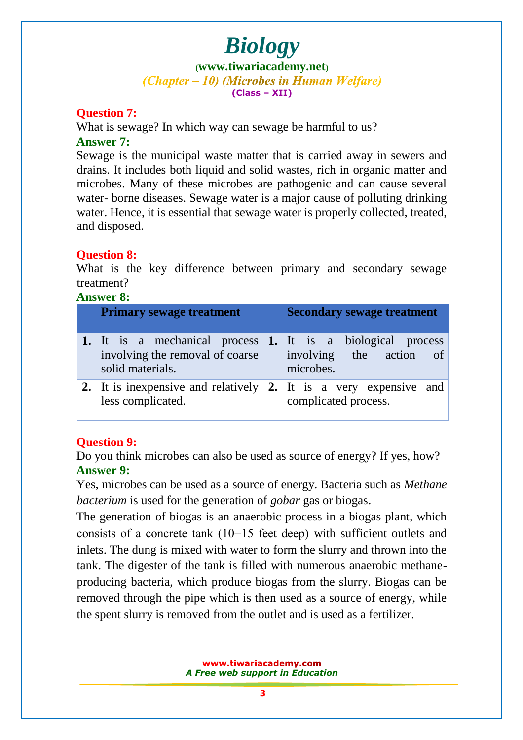**Question 7:**

What is sewage? In which way can sewage be harmful to us?

**Answer 7:**

Sewage is the municipal waste matter that is carried away in sewers and drains. It includes both liquid and solid wastes, rich in organic matter and microbes. Many of these microbes are pathogenic and can cause several water- borne diseases. Sewage water is a major cause of polluting drinking water. Hence, it is essential that sewage water is properly collected, treated, and disposed.

**Question 8:**

What is the key difference between primary and secondary sewage treatment?

**Answer 8:**

| Primary sewage treatment | Secondary sewage treatment |
|---|---|
| **1.** It is a mechanical process involving the removal of coarse solid materials. | **1.** It is a biological process involving the action of microbes. |
| **2.** It is inexpensive and relatively less complicated. | **2.** It is a very expensive and complicated process. |

**Question 9:**

Do you think microbes can also be used as source of energy? If yes, how?

**Answer 9:**

Yes, microbes can be used as a source of energy. Bacteria such as *Methane bacterium* is used for the generation of *gobar* gas or biogas.

The generation of biogas is an anaerobic process in a biogas plant, which consists of a concrete tank (10−15 feet deep) with sufficient outlets and inlets. The dung is mixed with water to form the slurry and thrown into the tank. The digester of the tank is filled with numerous anaerobic methane-producing bacteria, which produce biogas from the slurry. Biogas can be removed through the pipe which is then used as a source of energy, while the spent slurry is removed from the outlet and is used as a fertilizer.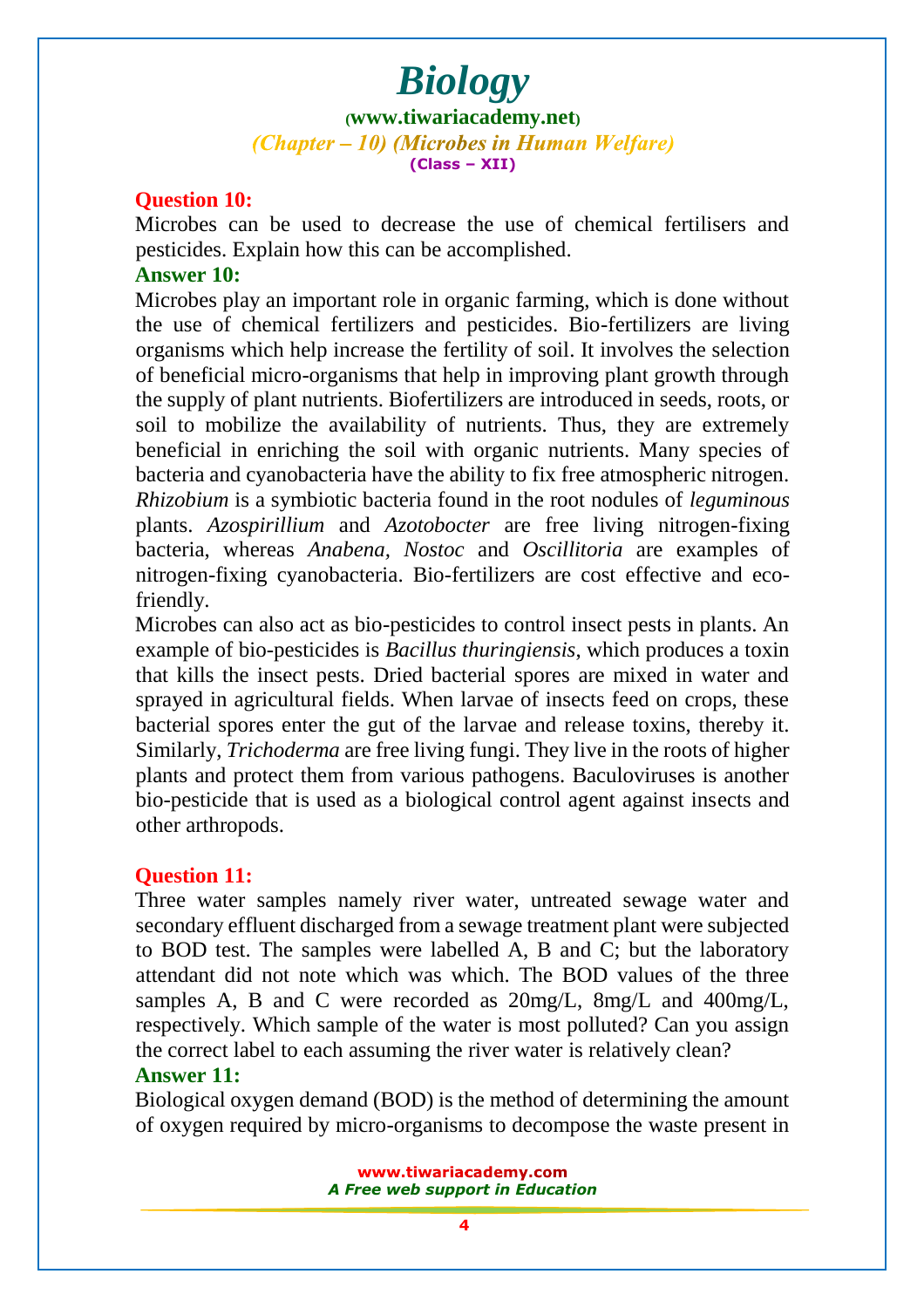**Question 10:**

Microbes can be used to decrease the use of chemical fertilisers and pesticides. Explain how this can be accomplished.

**Answer 10:**

Microbes play an important role in organic farming, which is done without the use of chemical fertilizers and pesticides. Bio-fertilizers are living organisms which help increase the fertility of soil. It involves the selection of beneficial micro-organisms that help in improving plant growth through the supply of plant nutrients. Biofertilizers are introduced in seeds, roots, or soil to mobilize the availability of nutrients. Thus, they are extremely beneficial in enriching the soil with organic nutrients. Many species of bacteria and cyanobacteria have the ability to fix free atmospheric nitrogen. *Rhizobium* is a symbiotic bacteria found in the root nodules of *leguminous* plants. *Azospirillium* and *Azotobocter* are free living nitrogen-fixing bacteria, whereas *Anabena, Nostoc* and *Oscillitoria* are examples of nitrogen-fixing cyanobacteria. Bio-fertilizers are cost effective and eco-friendly.

Microbes can also act as bio-pesticides to control insect pests in plants. An example of bio-pesticides is *Bacillus thuringiensis*, which produces a toxin that kills the insect pests. Dried bacterial spores are mixed in water and sprayed in agricultural fields. When larvae of insects feed on crops, these bacterial spores enter the gut of the larvae and release toxins, thereby it. Similarly, *Trichoderma* are free living fungi. They live in the roots of higher plants and protect them from various pathogens. Baculoviruses is another bio-pesticide that is used as a biological control agent against insects and other arthropods.

**Question 11:**

Three water samples namely river water, untreated sewage water and secondary effluent discharged from a sewage treatment plant were subjected to BOD test. The samples were labelled A, B and C; but the laboratory attendant did not note which was which. The BOD values of the three samples A, B and C were recorded as 20mg/L, 8mg/L and 400mg/L, respectively. Which sample of the water is most polluted? Can you assign the correct label to each assuming the river water is relatively clean?

**Answer 11:**

Biological oxygen demand (BOD) is the method of determining the amount of oxygen required by micro-organisms to decompose the waste present in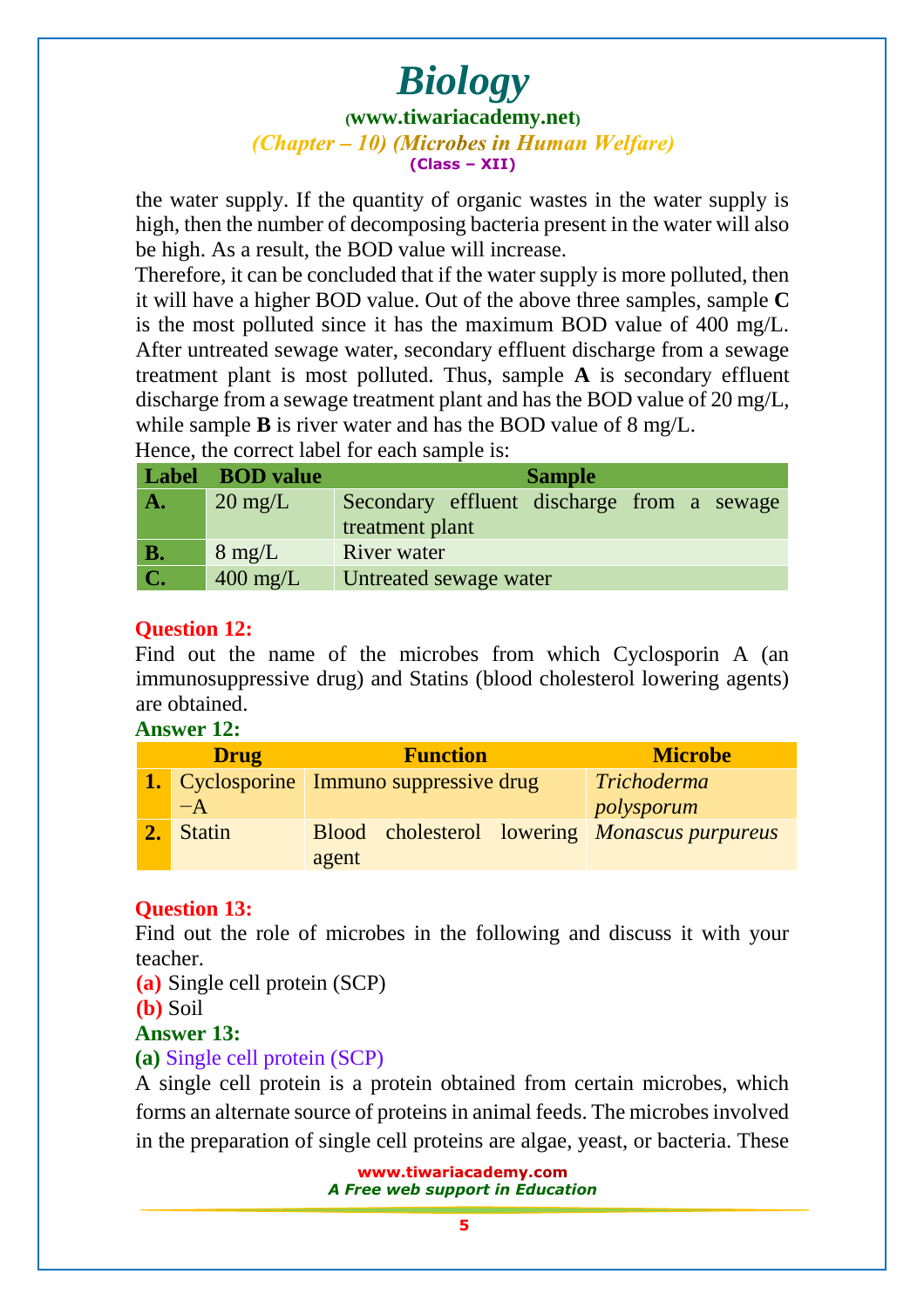the water supply. If the quantity of organic wastes in the water supply is high, then the number of decomposing bacteria present in the water will also be high. As a result, the BOD value will increase.

Therefore, it can be concluded that if the water supply is more polluted, then it will have a higher BOD value. Out of the above three samples, sample **C** is the most polluted since it has the maximum BOD value of 400 mg/L. After untreated sewage water, secondary effluent discharge from a sewage treatment plant is most polluted. Thus, sample **A** is secondary effluent discharge from a sewage treatment plant and has the BOD value of 20 mg/L, while sample **B** is river water and has the BOD value of 8 mg/L.

Hence, the correct label for each sample is:

| Label | BOD value | Sample |
|---|---|---|
| **A.** | 20 mg/L | Secondary effluent discharge from a sewage treatment plant |
| **B.** | 8 mg/L | River water |
| **C.** | 400 mg/L | Untreated sewage water |

**Question 12:**

Find out the name of the microbes from which Cyclosporin A (an immunosuppressive drug) and Statins (blood cholesterol lowering agents) are obtained.

**Answer 12:**

| | Drug | Function | Microbe |
|---|---|---|---|
| **1.** | Cyclosporine −A | Immuno suppressive drug | *Trichoderma polysporum* |
| **2.** | Statin | Blood cholesterol lowering agent | *Monascus purpureus* |

**Question 13:**

Find out the role of microbes in the following and discuss it with your teacher.

**(a)** Single cell protein (SCP)

**(b)** Soil

**Answer 13:**

**(a)** Single cell protein (SCP)

A single cell protein is a protein obtained from certain microbes, which forms an alternate source of proteins in animal feeds. The microbes involved in the preparation of single cell proteins are algae, yeast, or bacteria. These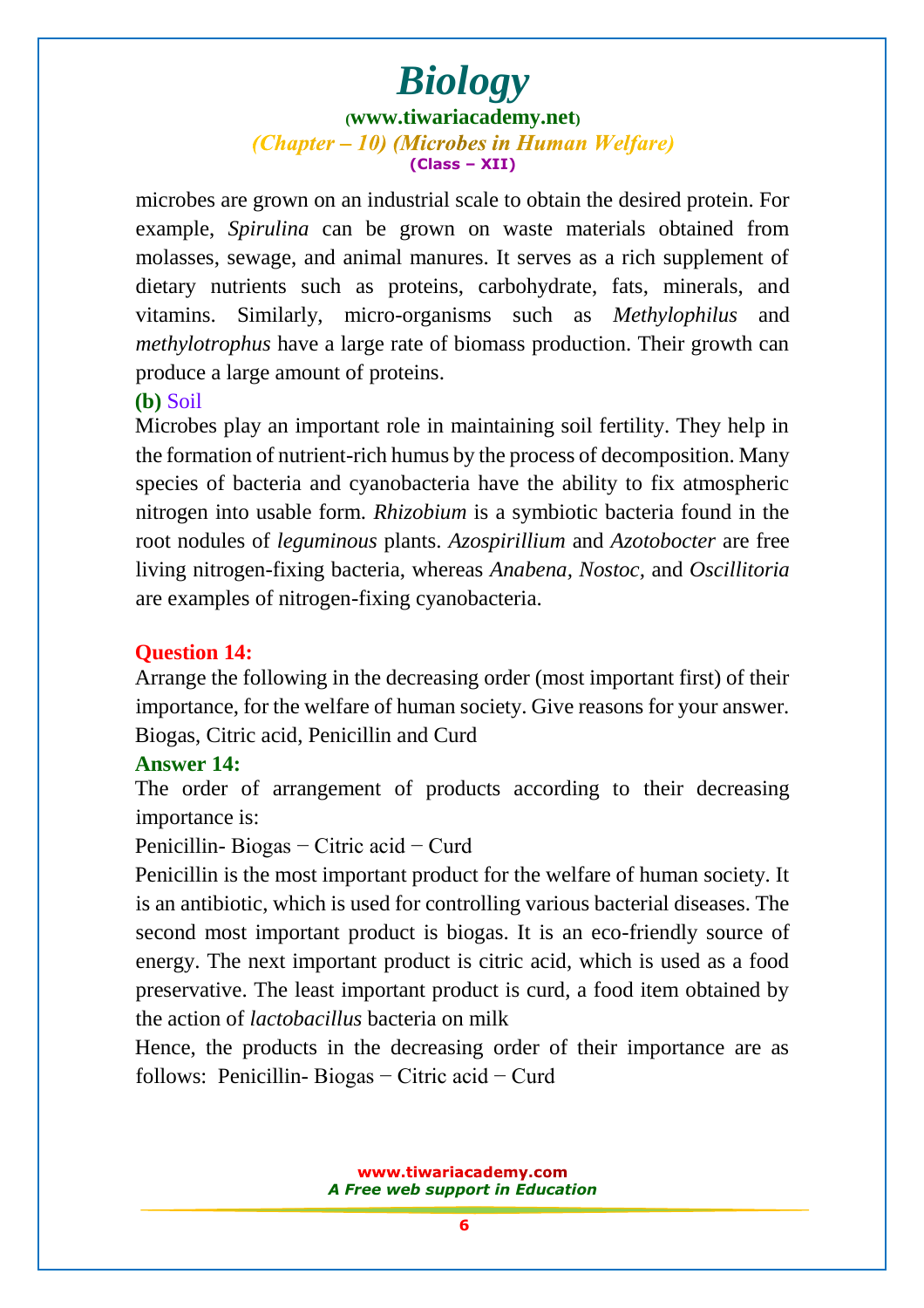microbes are grown on an industrial scale to obtain the desired protein. For example, *Spirulina* can be grown on waste materials obtained from molasses, sewage, and animal manures. It serves as a rich supplement of dietary nutrients such as proteins, carbohydrate, fats, minerals, and vitamins. Similarly, micro-organisms such as *Methylophilus* and *methylotrophus* have a large rate of biomass production. Their growth can produce a large amount of proteins.

**(b)** Soil

Microbes play an important role in maintaining soil fertility. They help in the formation of nutrient-rich humus by the process of decomposition. Many species of bacteria and cyanobacteria have the ability to fix atmospheric nitrogen into usable form. *Rhizobium* is a symbiotic bacteria found in the root nodules of *leguminous* plants. *Azospirillium* and *Azotobocter* are free living nitrogen-fixing bacteria, whereas *Anabena, Nostoc,* and *Oscillitoria* are examples of nitrogen-fixing cyanobacteria.

**Question 14:**

Arrange the following in the decreasing order (most important first) of their importance, for the welfare of human society. Give reasons for your answer. Biogas, Citric acid, Penicillin and Curd

**Answer 14:**

The order of arrangement of products according to their decreasing importance is:

Penicillin- Biogas − Citric acid − Curd

Penicillin is the most important product for the welfare of human society. It is an antibiotic, which is used for controlling various bacterial diseases. The second most important product is biogas. It is an eco-friendly source of energy. The next important product is citric acid, which is used as a food preservative. The least important product is curd, a food item obtained by the action of *lactobacillus* bacteria on milk

Hence, the products in the decreasing order of their importance are as follows: Penicillin- Biogas − Citric acid − Curd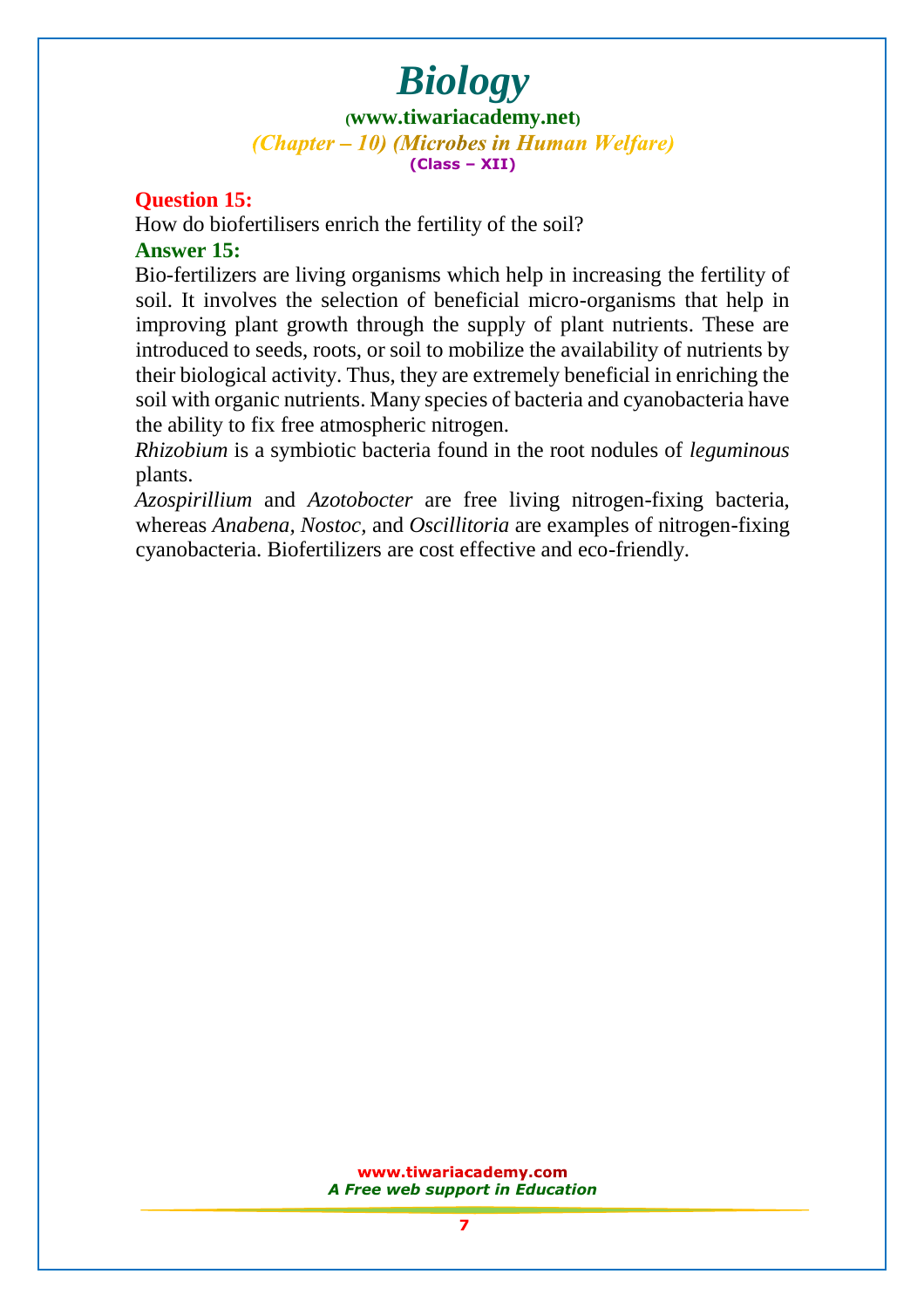**Question 15:**

How do biofertilisers enrich the fertility of the soil?

**Answer 15:**

Bio-fertilizers are living organisms which help in increasing the fertility of soil. It involves the selection of beneficial micro-organisms that help in improving plant growth through the supply of plant nutrients. These are introduced to seeds, roots, or soil to mobilize the availability of nutrients by their biological activity. Thus, they are extremely beneficial in enriching the soil with organic nutrients. Many species of bacteria and cyanobacteria have the ability to fix free atmospheric nitrogen.

*Rhizobium* is a symbiotic bacteria found in the root nodules of *leguminous* plants.

*Azospirillium* and *Azotobocter* are free living nitrogen-fixing bacteria, whereas *Anabena, Nostoc,* and *Oscillitoria* are examples of nitrogen-fixing cyanobacteria. Biofertilizers are cost effective and eco-friendly.